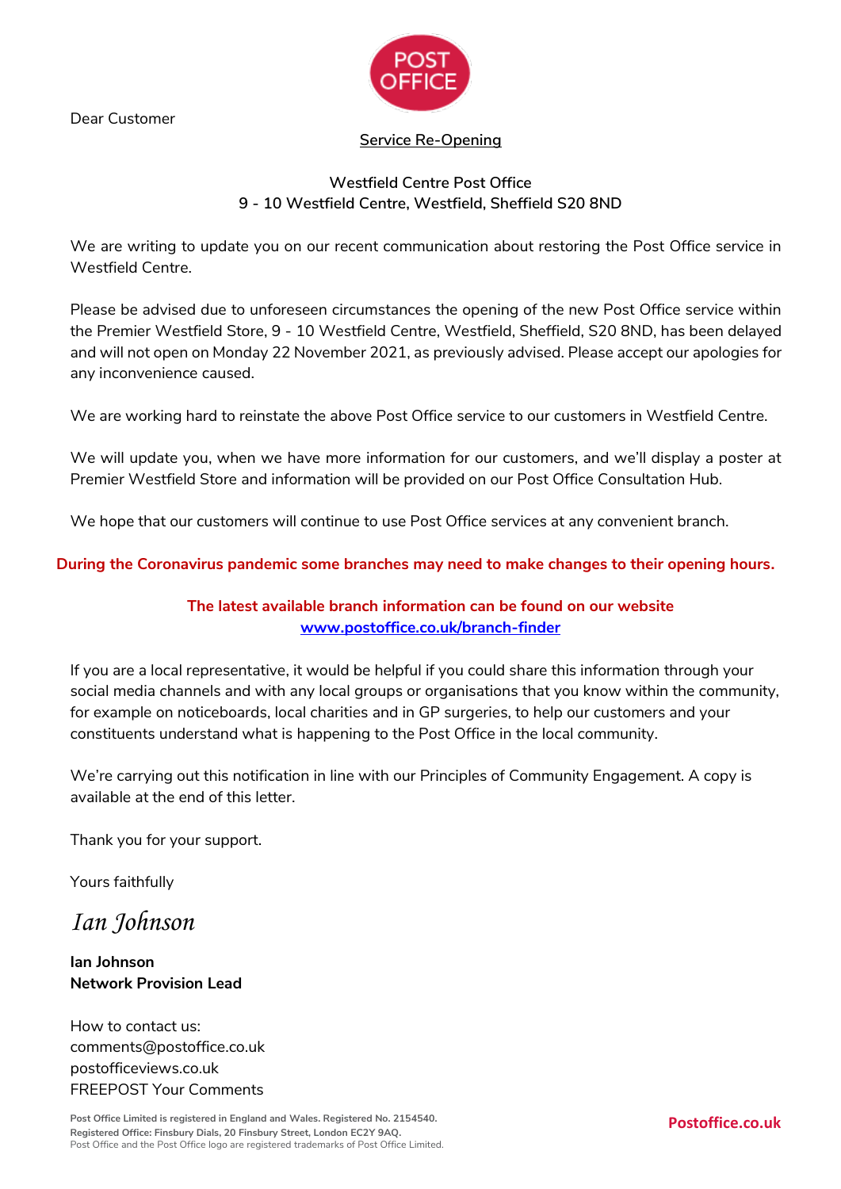Dear Customer

**Service Re-Opening**

**Westfield Centre Post Office**
**9 - 10 Westfield Centre, Westfield, Sheffield S20 8ND**

We are writing to update you on our recent communication about restoring the Post Office service in Westfield Centre.

Please be advised due to unforeseen circumstances the opening of the new Post Office service within the Premier Westfield Store, 9 - 10 Westfield Centre, Westfield, Sheffield, S20 8ND, has been delayed and will not open on Monday 22 November 2021, as previously advised. Please accept our apologies for any inconvenience caused.

We are working hard to reinstate the above Post Office service to our customers in Westfield Centre.

We will update you, when we have more information for our customers, and we'll display a poster at Premier Westfield Store and information will be provided on our Post Office Consultation Hub.

We hope that our customers will continue to use Post Office services at any convenient branch.

**During the Coronavirus pandemic some branches may need to make changes to their opening hours.**

**The latest available branch information can be found on our website [www.postoffice.co.uk/branch-finder](www.postoffice.co.uk/branch-finder)**

If you are a local representative, it would be helpful if you could share this information through your social media channels and with any local groups or organisations that you know within the community, for example on noticeboards, local charities and in GP surgeries, to help our customers and your constituents understand what is happening to the Post Office in the local community.

We're carrying out this notification in line with our Principles of Community Engagement. A copy is available at the end of this letter.

Thank you for your support.

Yours faithfully

*Ian Johnson*

**Ian Johnson**
**Network Provision Lead**

How to contact us:
comments@postoffice.co.uk
postofficeviews.co.uk
FREEPOST Your Comments

**Post Office Limited is registered in England and Wales. Registered No. 2154540.**
**Registered Office: Finsbury Dials, 20 Finsbury Street, London EC2Y 9AQ.**
Post Office and the Post Office logo are registered trademarks of Post Office Limited.

**Postoffice.co.uk**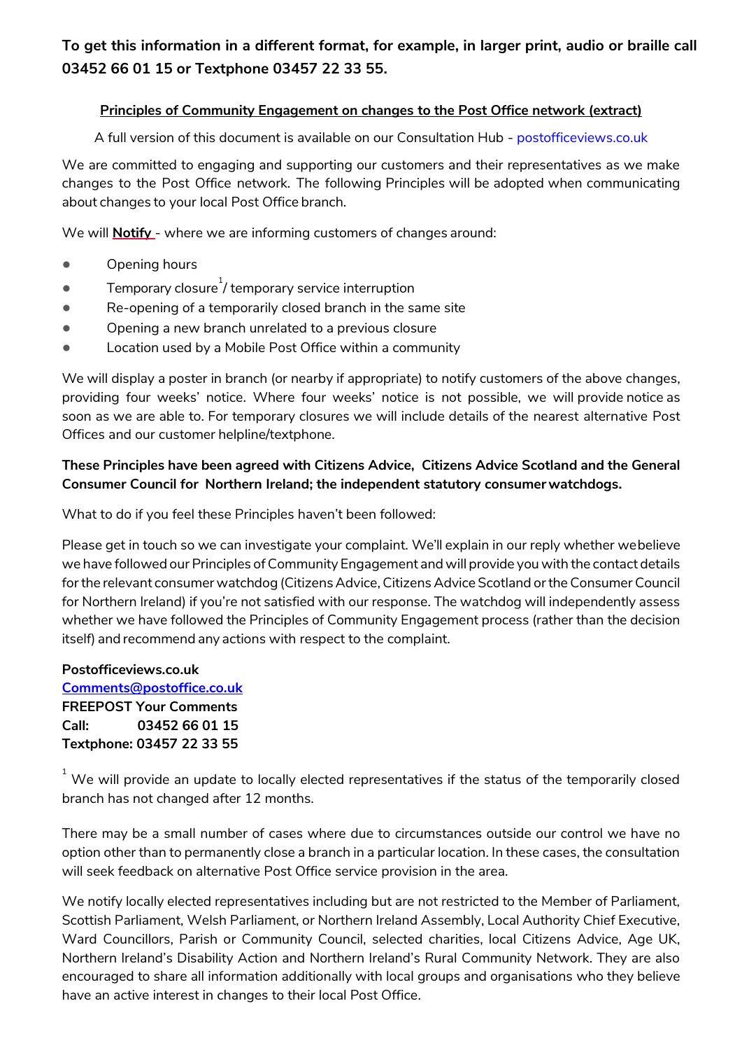**To get this information in a different format, for example, in larger print, audio or braille call 03452 66 01 15 or Textphone 03457 22 33 55.**

**Principles of Community Engagement on changes to the Post Office network (extract)**

A full version of this document is available on our Consultation Hub - postofficeviews.co.uk

We are committed to engaging and supporting our customers and their representatives as we make changes to the Post Office network. The following Principles will be adopted when communicating about changes to your local Post Office branch.

We will **Notify** - where we are informing customers of changes around:

- Opening hours
- Temporary closure[1]/ temporary service interruption
- Re-opening of a temporarily closed branch in the same site
- Opening a new branch unrelated to a previous closure
- Location used by a Mobile Post Office within a community

We will display a poster in branch (or nearby if appropriate) to notify customers of the above changes, providing four weeks' notice. Where four weeks' notice is not possible, we will provide notice as soon as we are able to. For temporary closures we will include details of the nearest alternative Post Offices and our customer helpline/textphone.

**These Principles have been agreed with Citizens Advice, Citizens Advice Scotland and the General Consumer Council for Northern Ireland; the independent statutory consumer watchdogs.**

What to do if you feel these Principles haven't been followed:

Please get in touch so we can investigate your complaint. We'll explain in our reply whether webelieve we have followed our Principles of Community Engagement and will provide you with the contact details for the relevant consumer watchdog (Citizens Advice, Citizens Advice Scotland or the Consumer Council for Northern Ireland) if you're not satisfied with our response. The watchdog will independently assess whether we have followed the Principles of Community Engagement process (rather than the decision itself) and recommend any actions with respect to the complaint.

**Postofficeviews.co.uk**
**Comments@postoffice.co.uk**
**FREEPOST Your Comments**
**Call: 03452 66 01 15**
**Textphone: 03457 22 33 55**

[1] We will provide an update to locally elected representatives if the status of the temporarily closed branch has not changed after 12 months.

There may be a small number of cases where due to circumstances outside our control we have no option other than to permanently close a branch in a particular location. In these cases, the consultation will seek feedback on alternative Post Office service provision in the area.

We notify locally elected representatives including but are not restricted to the Member of Parliament, Scottish Parliament, Welsh Parliament, or Northern Ireland Assembly, Local Authority Chief Executive, Ward Councillors, Parish or Community Council, selected charities, local Citizens Advice, Age UK, Northern Ireland's Disability Action and Northern Ireland's Rural Community Network. They are also encouraged to share all information additionally with local groups and organisations who they believe have an active interest in changes to their local Post Office.